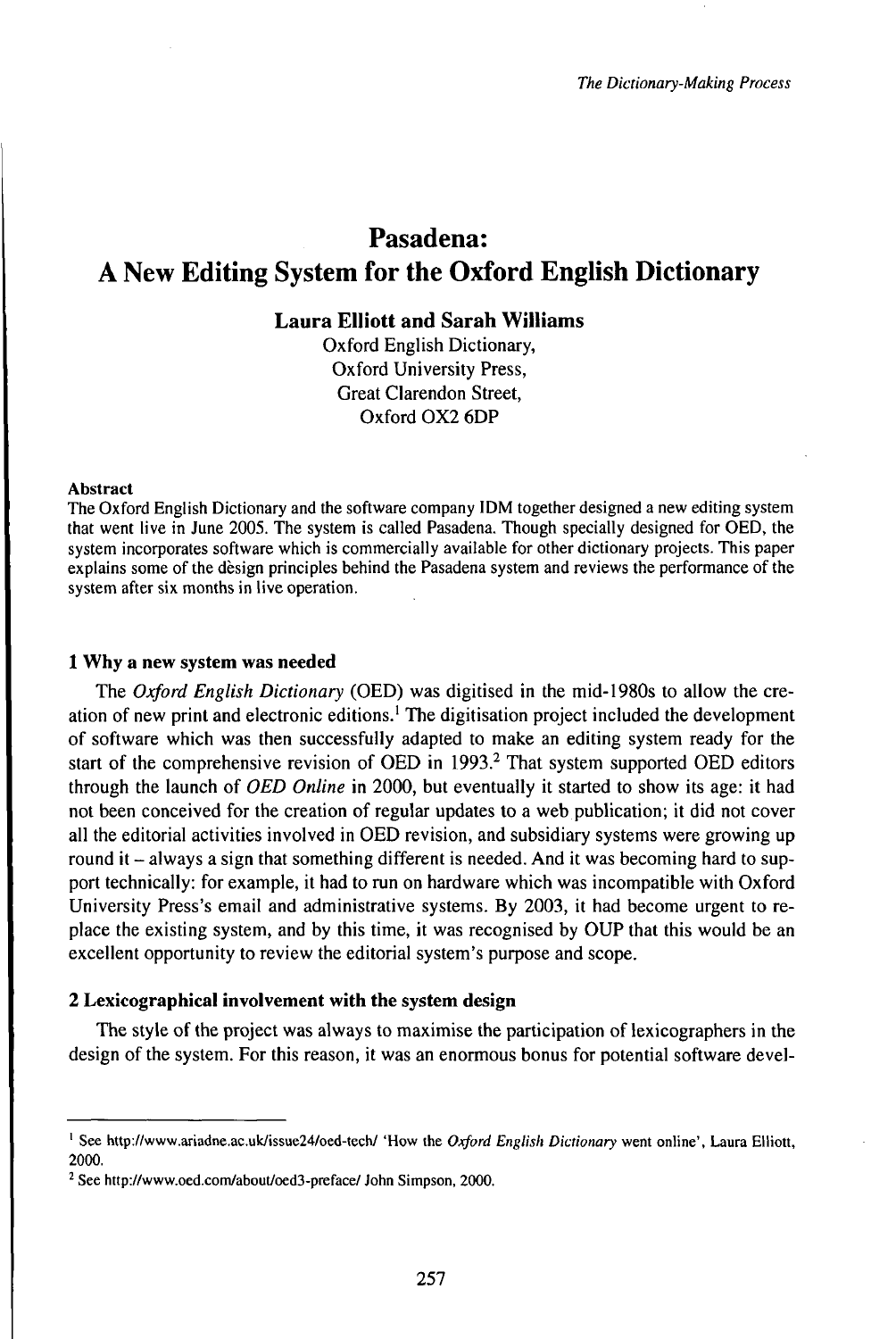# Pasadena: A New Editing System for the Oxford English Dictionary

**Laura Elliott and Sarah Williams**

Oxford English Dictionary,
Oxford University Press,
Great Clarendon Street,
Oxford OX2 6DP

**Abstract**

The Oxford English Dictionary and the software company IDM together designed a new editing system that went live in June 2005. The system is called Pasadena. Though specially designed for OED, the system incorporates software which is commercially available for other dictionary projects. This paper explains some of the design principles behind the Pasadena system and reviews the performance of the system after six months in live operation.

## 1 Why a new system was needed

The *Oxford English Dictionary* (OED) was digitised in the mid-1980s to allow the creation of new print and electronic editions.[1] The digitisation project included the development of software which was then successfully adapted to make an editing system ready for the start of the comprehensive revision of OED in 1993.[2] That system supported OED editors through the launch of *OED Online* in 2000, but eventually it started to show its age: it had not been conceived for the creation of regular updates to a web publication; it did not cover all the editorial activities involved in OED revision, and subsidiary systems were growing up round it – always a sign that something different is needed. And it was becoming hard to support technically: for example, it had to run on hardware which was incompatible with Oxford University Press's email and administrative systems. By 2003, it had become urgent to replace the existing system, and by this time, it was recognised by OUP that this would be an excellent opportunity to review the editorial system's purpose and scope.

## 2 Lexicographical involvement with the system design

The style of the project was always to maximise the participation of lexicographers in the design of the system. For this reason, it was an enormous bonus for potential software devel-

---

[1] See http://www.ariadne.ac.uk/issue24/oed-tech/ 'How the *Oxford English Dictionary* went online', Laura Elliott, 2000.

[2] See http://www.oed.com/about/oed3-preface/ John Simpson, 2000.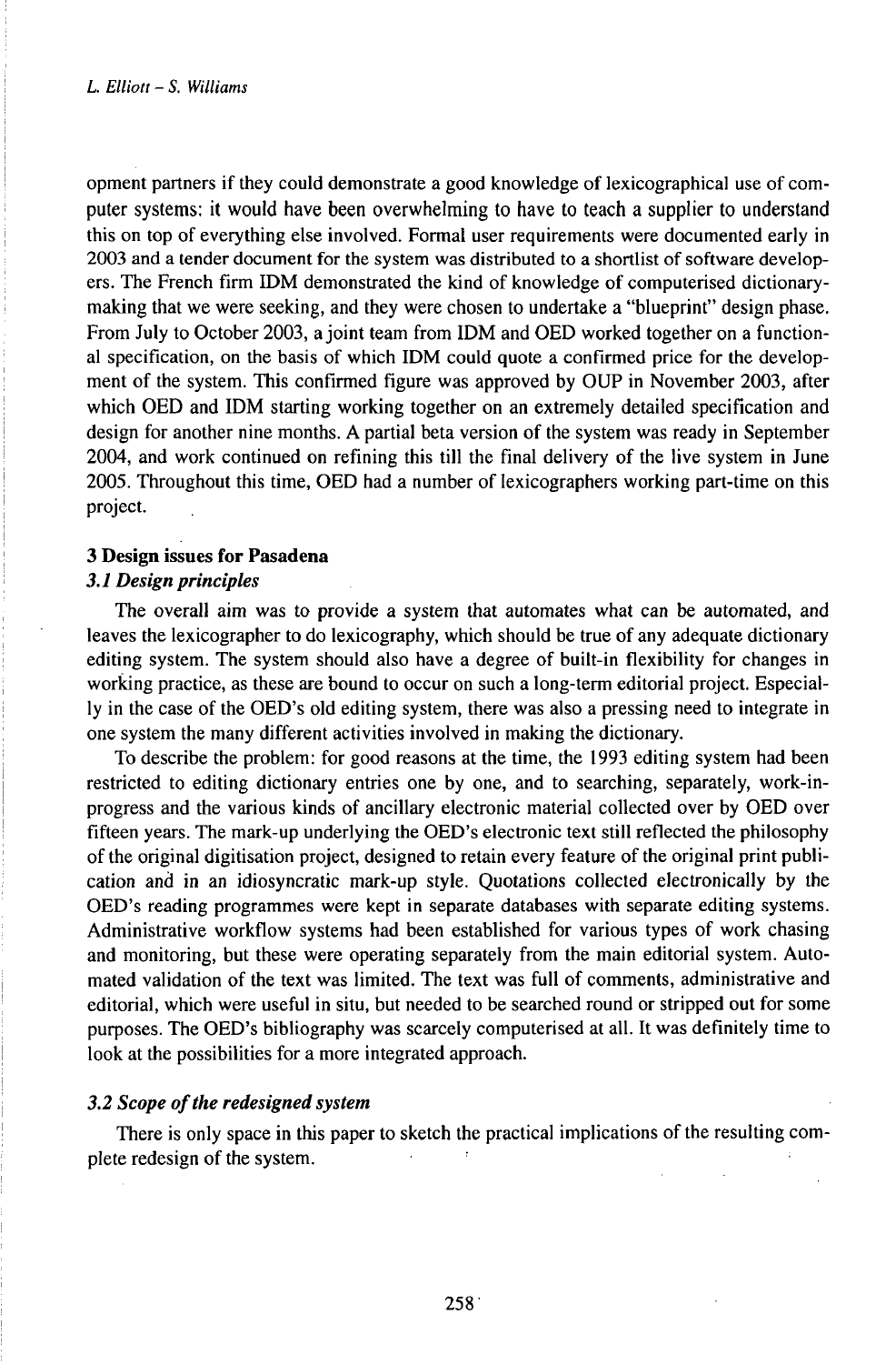opment partners if they could demonstrate a good knowledge of lexicographical use of computer systems: it would have been overwhelming to have to teach a supplier to understand this on top of everything else involved. Formal user requirements were documented early in 2003 and a tender document for the system was distributed to a shortlist of software developers. The French firm IDM demonstrated the kind of knowledge of computerised dictionary-making that we were seeking, and they were chosen to undertake a "blueprint" design phase. From July to October 2003, a joint team from IDM and OED worked together on a functional specification, on the basis of which IDM could quote a confirmed price for the development of the system. This confirmed figure was approved by OUP in November 2003, after which OED and IDM starting working together on an extremely detailed specification and design for another nine months. A partial beta version of the system was ready in September 2004, and work continued on refining this till the final delivery of the live system in June 2005. Throughout this time, OED had a number of lexicographers working part-time on this project.

## 3 Design issues for Pasadena

### *3.1 Design principles*

The overall aim was to provide a system that automates what can be automated, and leaves the lexicographer to do lexicography, which should be true of any adequate dictionary editing system. The system should also have a degree of built-in flexibility for changes in working practice, as these are bound to occur on such a long-term editorial project. Especially in the case of the OED's old editing system, there was also a pressing need to integrate in one system the many different activities involved in making the dictionary.

To describe the problem: for good reasons at the time, the 1993 editing system had been restricted to editing dictionary entries one by one, and to searching, separately, work-in-progress and the various kinds of ancillary electronic material collected over by OED over fifteen years. The mark-up underlying the OED's electronic text still reflected the philosophy of the original digitisation project, designed to retain every feature of the original print publication and in an idiosyncratic mark-up style. Quotations collected electronically by the OED's reading programmes were kept in separate databases with separate editing systems. Administrative workflow systems had been established for various types of work chasing and monitoring, but these were operating separately from the main editorial system. Automated validation of the text was limited. The text was full of comments, administrative and editorial, which were useful in situ, but needed to be searched round or stripped out for some purposes. The OED's bibliography was scarcely computerised at all. It was definitely time to look at the possibilities for a more integrated approach.

### *3.2 Scope of the redesigned system*

There is only space in this paper to sketch the practical implications of the resulting complete redesign of the system.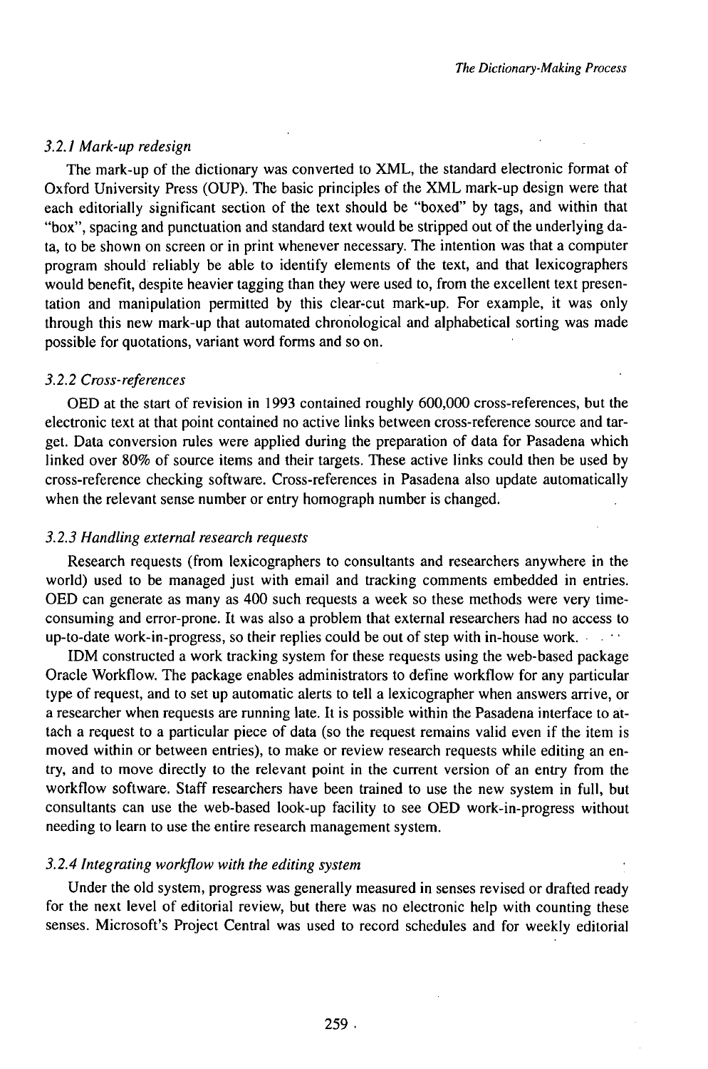### *3.2.1 Mark-up redesign*

The mark-up of the dictionary was converted to XML, the standard electronic format of Oxford University Press (OUP). The basic principles of the XML mark-up design were that each editorially significant section of the text should be "boxed" by tags, and within that "box", spacing and punctuation and standard text would be stripped out of the underlying data, to be shown on screen or in print whenever necessary. The intention was that a computer program should reliably be able to identify elements of the text, and that lexicographers would benefit, despite heavier tagging than they were used to, from the excellent text presentation and manipulation permitted by this clear-cut mark-up. For example, it was only through this new mark-up that automated chronological and alphabetical sorting was made possible for quotations, variant word forms and so on.

### *3.2.2 Cross-references*

OED at the start of revision in 1993 contained roughly 600,000 cross-references, but the electronic text at that point contained no active links between cross-reference source and target. Data conversion rules were applied during the preparation of data for Pasadena which linked over 80% of source items and their targets. These active links could then be used by cross-reference checking software. Cross-references in Pasadena also update automatically when the relevant sense number or entry homograph number is changed.

### *3.2.3 Handling external research requests*

Research requests (from lexicographers to consultants and researchers anywhere in the world) used to be managed just with email and tracking comments embedded in entries. OED can generate as many as 400 such requests a week so these methods were very time-consuming and error-prone. It was also a problem that external researchers had no access to up-to-date work-in-progress, so their replies could be out of step with in-house work.

IDM constructed a work tracking system for these requests using the web-based package Oracle Workflow. The package enables administrators to define workflow for any particular type of request, and to set up automatic alerts to tell a lexicographer when answers arrive, or a researcher when requests are running late. It is possible within the Pasadena interface to attach a request to a particular piece of data (so the request remains valid even if the item is moved within or between entries), to make or review research requests while editing an entry, and to move directly to the relevant point in the current version of an entry from the workflow software. Staff researchers have been trained to use the new system in full, but consultants can use the web-based look-up facility to see OED work-in-progress without needing to learn to use the entire research management system.

### *3.2.4 Integrating workflow with the editing system*

Under the old system, progress was generally measured in senses revised or drafted ready for the next level of editorial review, but there was no electronic help with counting these senses. Microsoft's Project Central was used to record schedules and for weekly editorial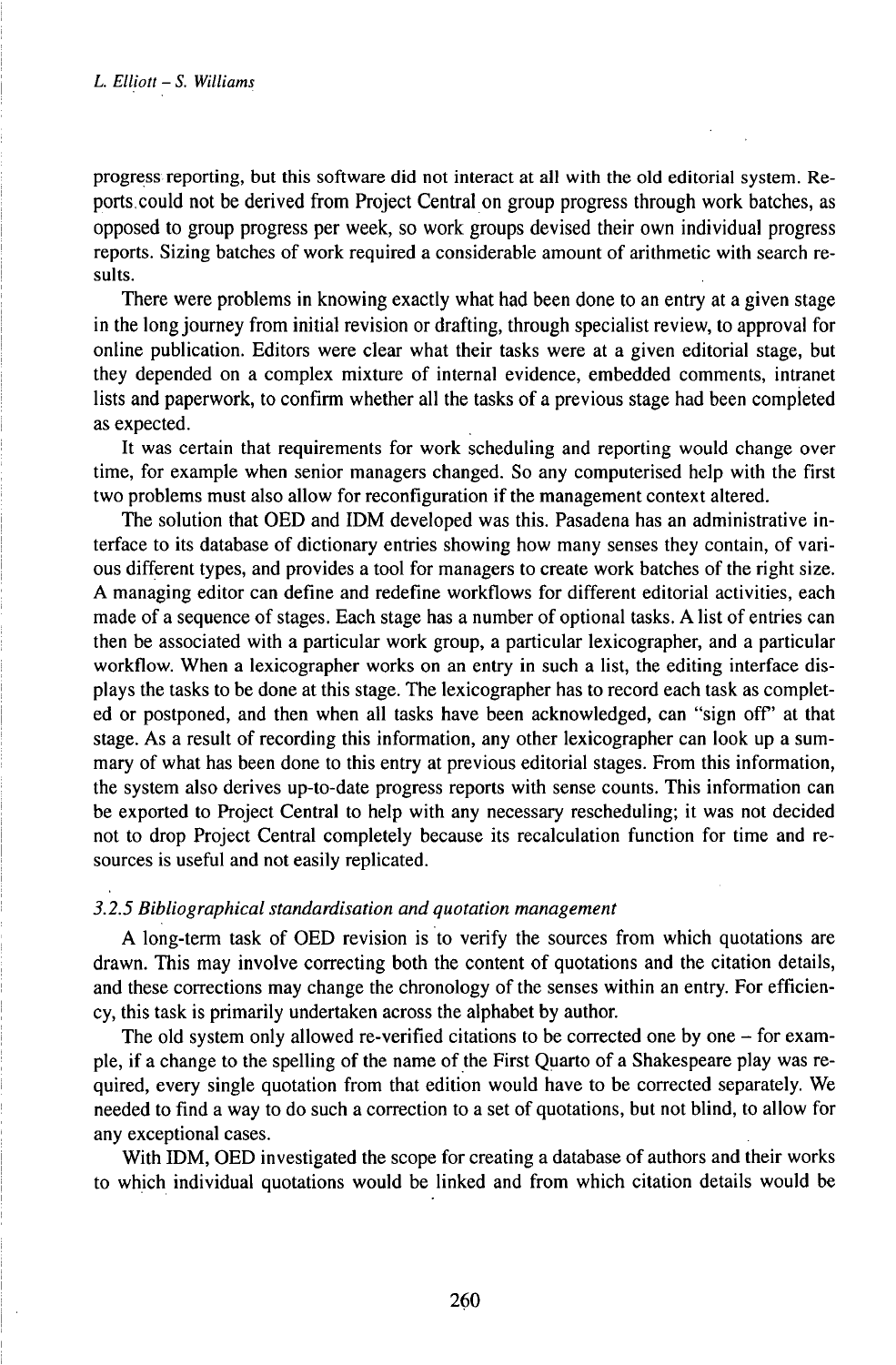progress reporting, but this software did not interact at all with the old editorial system. Reports could not be derived from Project Central on group progress through work batches, as opposed to group progress per week, so work groups devised their own individual progress reports. Sizing batches of work required a considerable amount of arithmetic with search results.

There were problems in knowing exactly what had been done to an entry at a given stage in the long journey from initial revision or drafting, through specialist review, to approval for online publication. Editors were clear what their tasks were at a given editorial stage, but they depended on a complex mixture of internal evidence, embedded comments, intranet lists and paperwork, to confirm whether all the tasks of a previous stage had been completed as expected.

It was certain that requirements for work scheduling and reporting would change over time, for example when senior managers changed. So any computerised help with the first two problems must also allow for reconfiguration if the management context altered.

The solution that OED and IDM developed was this. Pasadena has an administrative interface to its database of dictionary entries showing how many senses they contain, of various different types, and provides a tool for managers to create work batches of the right size. A managing editor can define and redefine workflows for different editorial activities, each made of a sequence of stages. Each stage has a number of optional tasks. A list of entries can then be associated with a particular work group, a particular lexicographer, and a particular workflow. When a lexicographer works on an entry in such a list, the editing interface displays the tasks to be done at this stage. The lexicographer has to record each task as completed or postponed, and then when all tasks have been acknowledged, can "sign off" at that stage. As a result of recording this information, any other lexicographer can look up a summary of what has been done to this entry at previous editorial stages. From this information, the system also derives up-to-date progress reports with sense counts. This information can be exported to Project Central to help with any necessary rescheduling; it was not decided not to drop Project Central completely because its recalculation function for time and resources is useful and not easily replicated.

#### *3.2.5 Bibliographical standardisation and quotation management*

A long-term task of OED revision is to verify the sources from which quotations are drawn. This may involve correcting both the content of quotations and the citation details, and these corrections may change the chronology of the senses within an entry. For efficiency, this task is primarily undertaken across the alphabet by author.

The old system only allowed re-verified citations to be corrected one by one – for example, if a change to the spelling of the name of the First Quarto of a Shakespeare play was required, every single quotation from that edition would have to be corrected separately. We needed to find a way to do such a correction to a set of quotations, but not blind, to allow for any exceptional cases.

With IDM, OED investigated the scope for creating a database of authors and their works to which individual quotations would be linked and from which citation details would be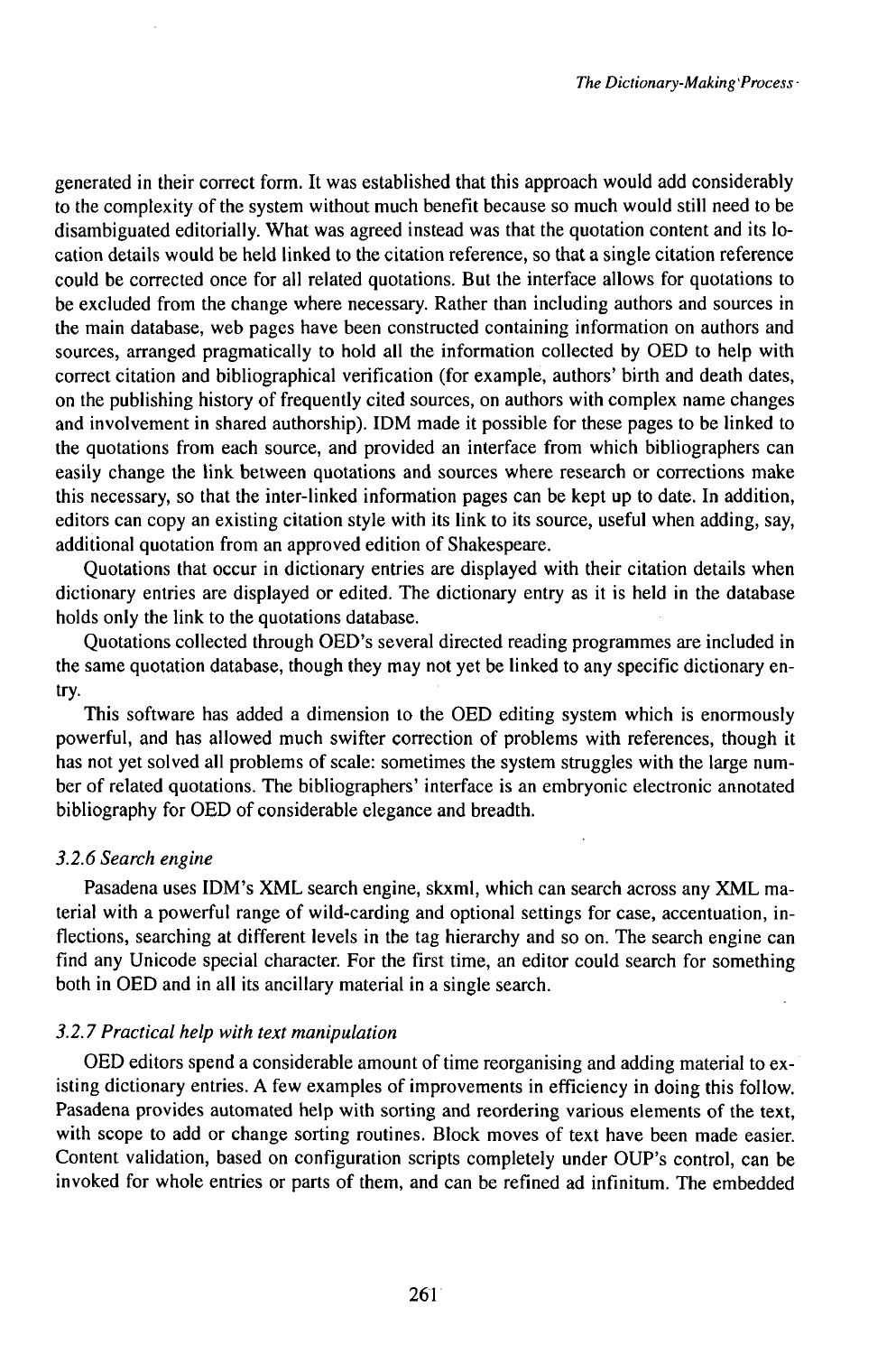generated in their correct form. It was established that this approach would add considerably to the complexity of the system without much benefit because so much would still need to be disambiguated editorially. What was agreed instead was that the quotation content and its location details would be held linked to the citation reference, so that a single citation reference could be corrected once for all related quotations. But the interface allows for quotations to be excluded from the change where necessary. Rather than including authors and sources in the main database, web pages have been constructed containing information on authors and sources, arranged pragmatically to hold all the information collected by OED to help with correct citation and bibliographical verification (for example, authors' birth and death dates, on the publishing history of frequently cited sources, on authors with complex name changes and involvement in shared authorship). IDM made it possible for these pages to be linked to the quotations from each source, and provided an interface from which bibliographers can easily change the link between quotations and sources where research or corrections make this necessary, so that the inter-linked information pages can be kept up to date. In addition, editors can copy an existing citation style with its link to its source, useful when adding, say, additional quotation from an approved edition of Shakespeare.

Quotations that occur in dictionary entries are displayed with their citation details when dictionary entries are displayed or edited. The dictionary entry as it is held in the database holds only the link to the quotations database.

Quotations collected through OED's several directed reading programmes are included in the same quotation database, though they may not yet be linked to any specific dictionary entry.

This software has added a dimension to the OED editing system which is enormously powerful, and has allowed much swifter correction of problems with references, though it has not yet solved all problems of scale: sometimes the system struggles with the large number of related quotations. The bibliographers' interface is an embryonic electronic annotated bibliography for OED of considerable elegance and breadth.

### *3.2.6 Search engine*

Pasadena uses IDM's XML search engine, skxml, which can search across any XML material with a powerful range of wild-carding and optional settings for case, accentuation, inflections, searching at different levels in the tag hierarchy and so on. The search engine can find any Unicode special character. For the first time, an editor could search for something both in OED and in all its ancillary material in a single search.

### *3.2.7 Practical help with text manipulation*

OED editors spend a considerable amount of time reorganising and adding material to existing dictionary entries. A few examples of improvements in efficiency in doing this follow. Pasadena provides automated help with sorting and reordering various elements of the text, with scope to add or change sorting routines. Block moves of text have been made easier. Content validation, based on configuration scripts completely under OUP's control, can be invoked for whole entries or parts of them, and can be refined ad infinitum. The embedded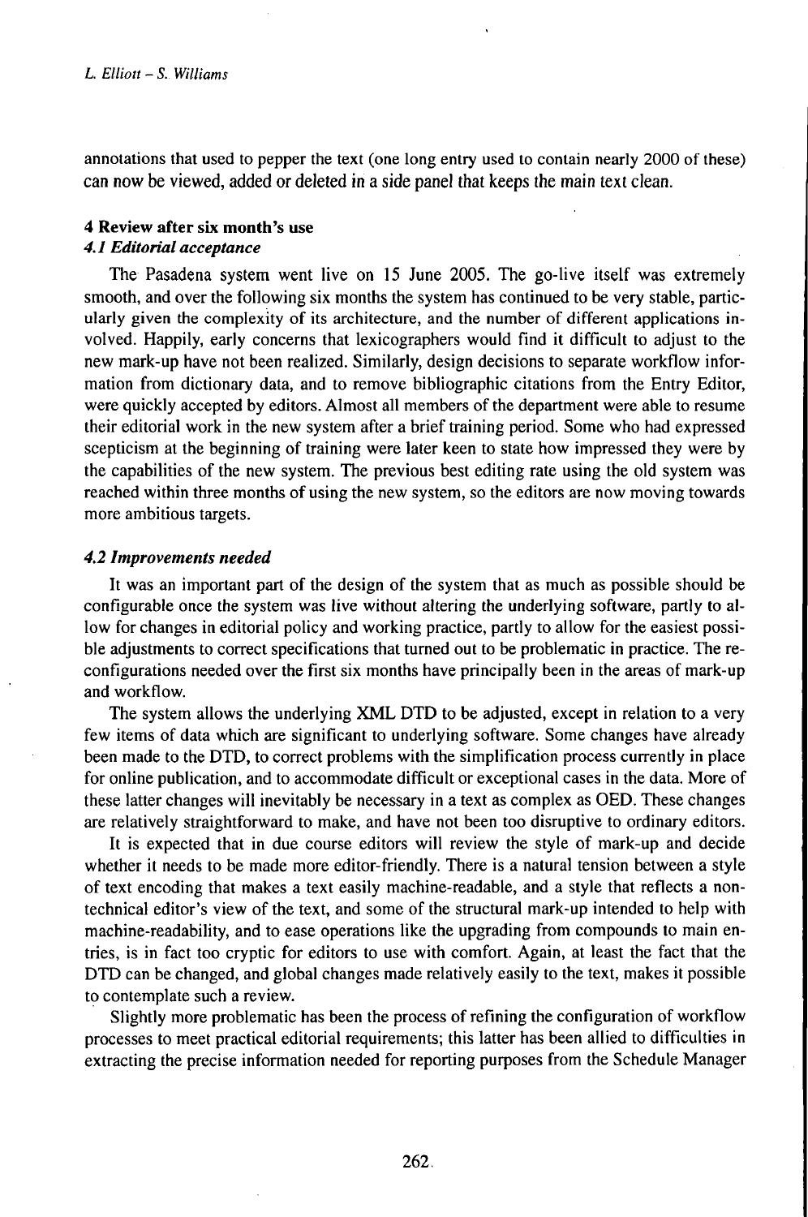annotations that used to pepper the text (one long entry used to contain nearly 2000 of these) can now be viewed, added or deleted in a side panel that keeps the main text clean.

## 4 Review after six month's use

### *4.1 Editorial acceptance*

The Pasadena system went live on 15 June 2005. The go-live itself was extremely smooth, and over the following six months the system has continued to be very stable, particularly given the complexity of its architecture, and the number of different applications involved. Happily, early concerns that lexicographers would find it difficult to adjust to the new mark-up have not been realized. Similarly, design decisions to separate workflow information from dictionary data, and to remove bibliographic citations from the Entry Editor, were quickly accepted by editors. Almost all members of the department were able to resume their editorial work in the new system after a brief training period. Some who had expressed scepticism at the beginning of training were later keen to state how impressed they were by the capabilities of the new system. The previous best editing rate using the old system was reached within three months of using the new system, so the editors are now moving towards more ambitious targets.

### *4.2 Improvements needed*

It was an important part of the design of the system that as much as possible should be configurable once the system was live without altering the underlying software, partly to allow for changes in editorial policy and working practice, partly to allow for the easiest possible adjustments to correct specifications that turned out to be problematic in practice. The reconfigurations needed over the first six months have principally been in the areas of mark-up and workflow.

The system allows the underlying XML DTD to be adjusted, except in relation to a very few items of data which are significant to underlying software. Some changes have already been made to the DTD, to correct problems with the simplification process currently in place for online publication, and to accommodate difficult or exceptional cases in the data. More of these latter changes will inevitably be necessary in a text as complex as OED. These changes are relatively straightforward to make, and have not been too disruptive to ordinary editors.

It is expected that in due course editors will review the style of mark-up and decide whether it needs to be made more editor-friendly. There is a natural tension between a style of text encoding that makes a text easily machine-readable, and a style that reflects a non-technical editor's view of the text, and some of the structural mark-up intended to help with machine-readability, and to ease operations like the upgrading from compounds to main entries, is in fact too cryptic for editors to use with comfort. Again, at least the fact that the DTD can be changed, and global changes made relatively easily to the text, makes it possible to contemplate such a review.

Slightly more problematic has been the process of refining the configuration of workflow processes to meet practical editorial requirements; this latter has been allied to difficulties in extracting the precise information needed for reporting purposes from the Schedule Manager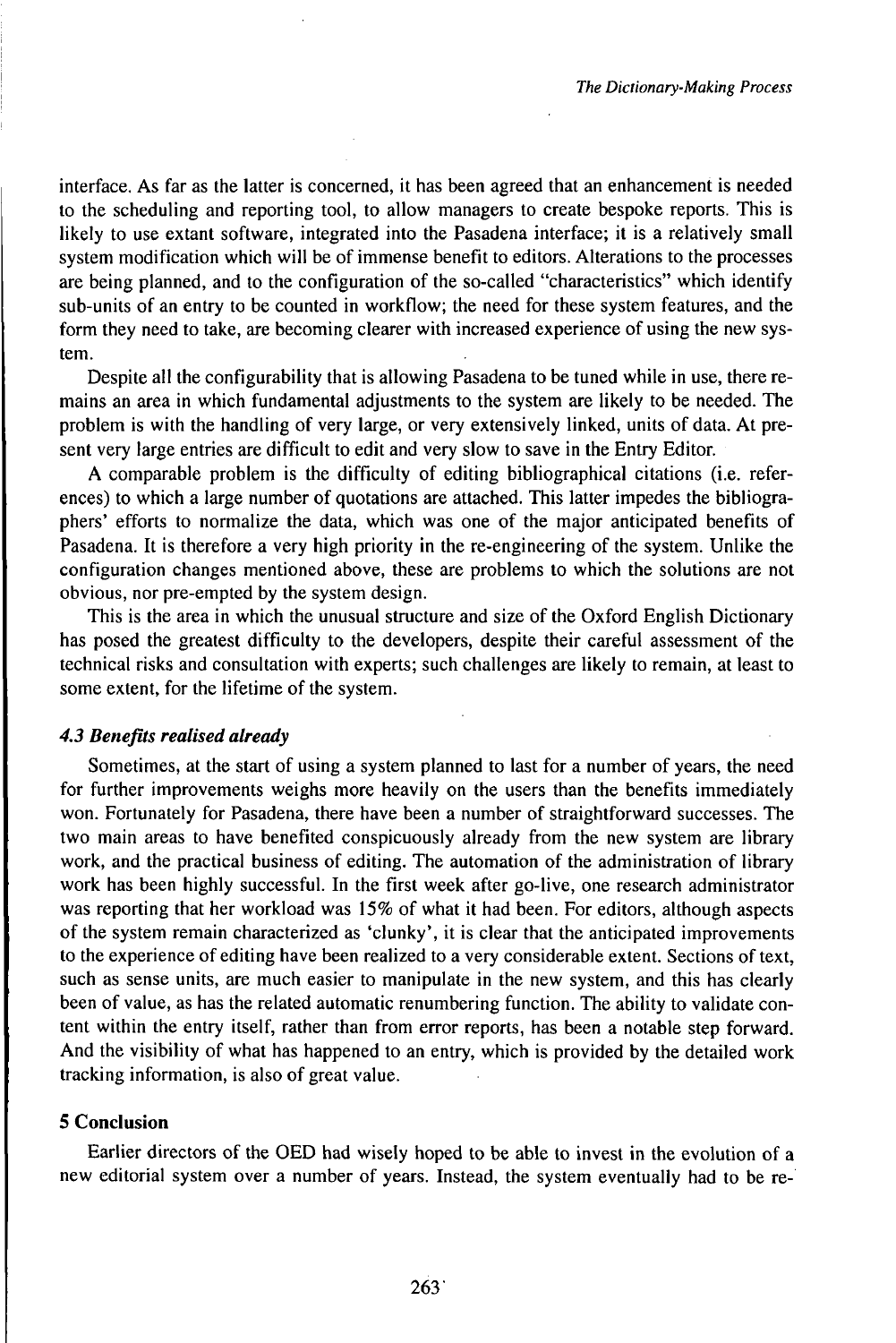interface. As far as the latter is concerned, it has been agreed that an enhancement is needed to the scheduling and reporting tool, to allow managers to create bespoke reports. This is likely to use extant software, integrated into the Pasadena interface; it is a relatively small system modification which will be of immense benefit to editors. Alterations to the processes are being planned, and to the configuration of the so-called "characteristics" which identify sub-units of an entry to be counted in workflow; the need for these system features, and the form they need to take, are becoming clearer with increased experience of using the new system.

Despite all the configurability that is allowing Pasadena to be tuned while in use, there remains an area in which fundamental adjustments to the system are likely to be needed. The problem is with the handling of very large, or very extensively linked, units of data. At present very large entries are difficult to edit and very slow to save in the Entry Editor.

A comparable problem is the difficulty of editing bibliographical citations (i.e. references) to which a large number of quotations are attached. This latter impedes the bibliographers' efforts to normalize the data, which was one of the major anticipated benefits of Pasadena. It is therefore a very high priority in the re-engineering of the system. Unlike the configuration changes mentioned above, these are problems to which the solutions are not obvious, nor pre-empted by the system design.

This is the area in which the unusual structure and size of the Oxford English Dictionary has posed the greatest difficulty to the developers, despite their careful assessment of the technical risks and consultation with experts; such challenges are likely to remain, at least to some extent, for the lifetime of the system.

### *4.3 Benefits realised already*

Sometimes, at the start of using a system planned to last for a number of years, the need for further improvements weighs more heavily on the users than the benefits immediately won. Fortunately for Pasadena, there have been a number of straightforward successes. The two main areas to have benefited conspicuously already from the new system are library work, and the practical business of editing. The automation of the administration of library work has been highly successful. In the first week after go-live, one research administrator was reporting that her workload was 15% of what it had been. For editors, although aspects of the system remain characterized as 'clunky', it is clear that the anticipated improvements to the experience of editing have been realized to a very considerable extent. Sections of text, such as sense units, are much easier to manipulate in the new system, and this has clearly been of value, as has the related automatic renumbering function. The ability to validate content within the entry itself, rather than from error reports, has been a notable step forward. And the visibility of what has happened to an entry, which is provided by the detailed work tracking information, is also of great value.

## 5 Conclusion

Earlier directors of the OED had wisely hoped to be able to invest in the evolution of a new editorial system over a number of years. Instead, the system eventually had to be re-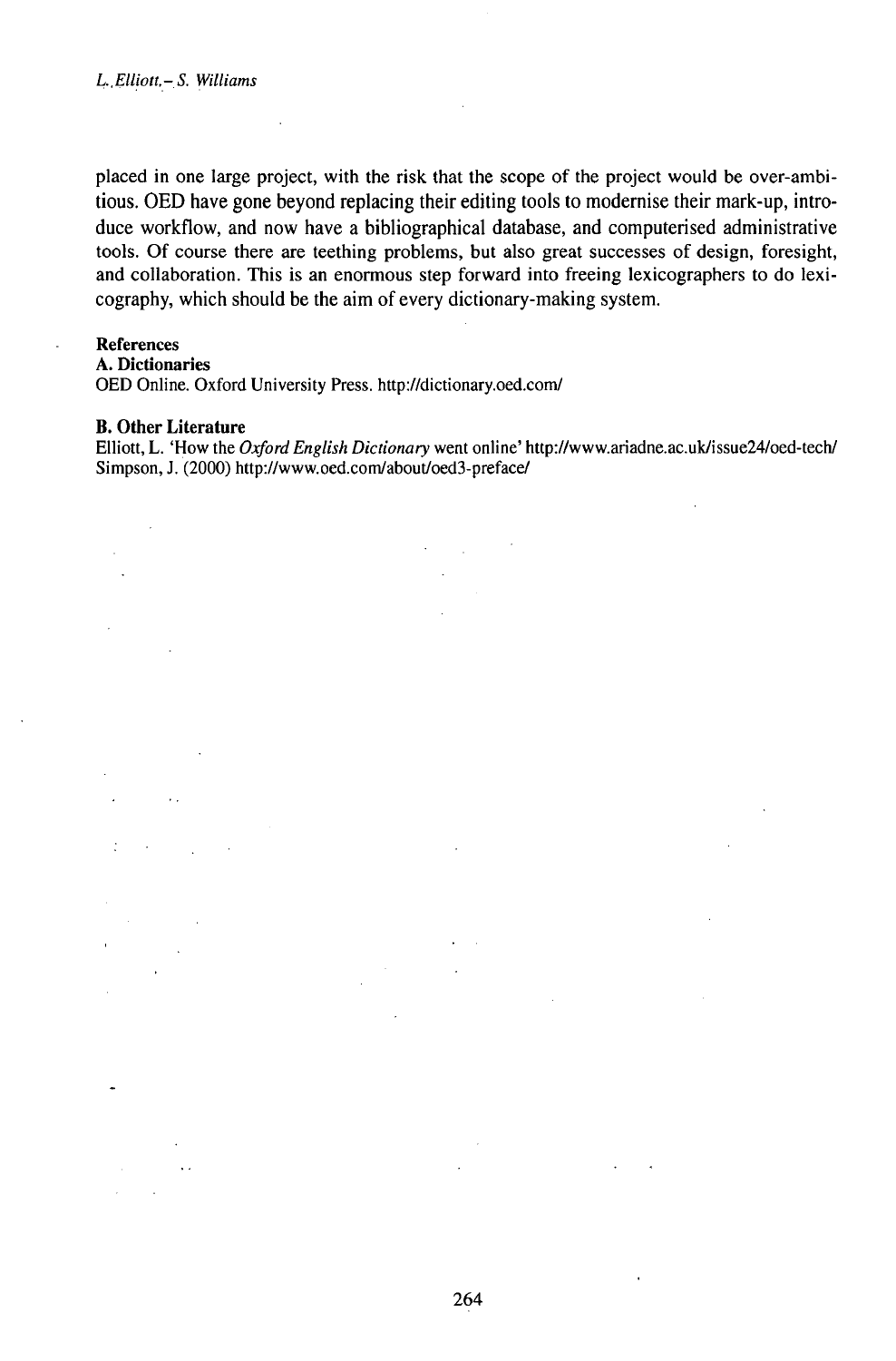placed in one large project, with the risk that the scope of the project would be over-ambitious. OED have gone beyond replacing their editing tools to modernise their mark-up, introduce workflow, and now have a bibliographical database, and computerised administrative tools. Of course there are teething problems, but also great successes of design, foresight, and collaboration. This is an enormous step forward into freeing lexicographers to do lexicography, which should be the aim of every dictionary-making system.

## References

### A. Dictionaries

OED Online. Oxford University Press. http://dictionary.oed.com/

### B. Other Literature

Elliott, L. 'How the *Oxford English Dictionary* went online' http://www.ariadne.ac.uk/issue24/oed-tech/
Simpson, J. (2000) http://www.oed.com/about/oed3-preface/